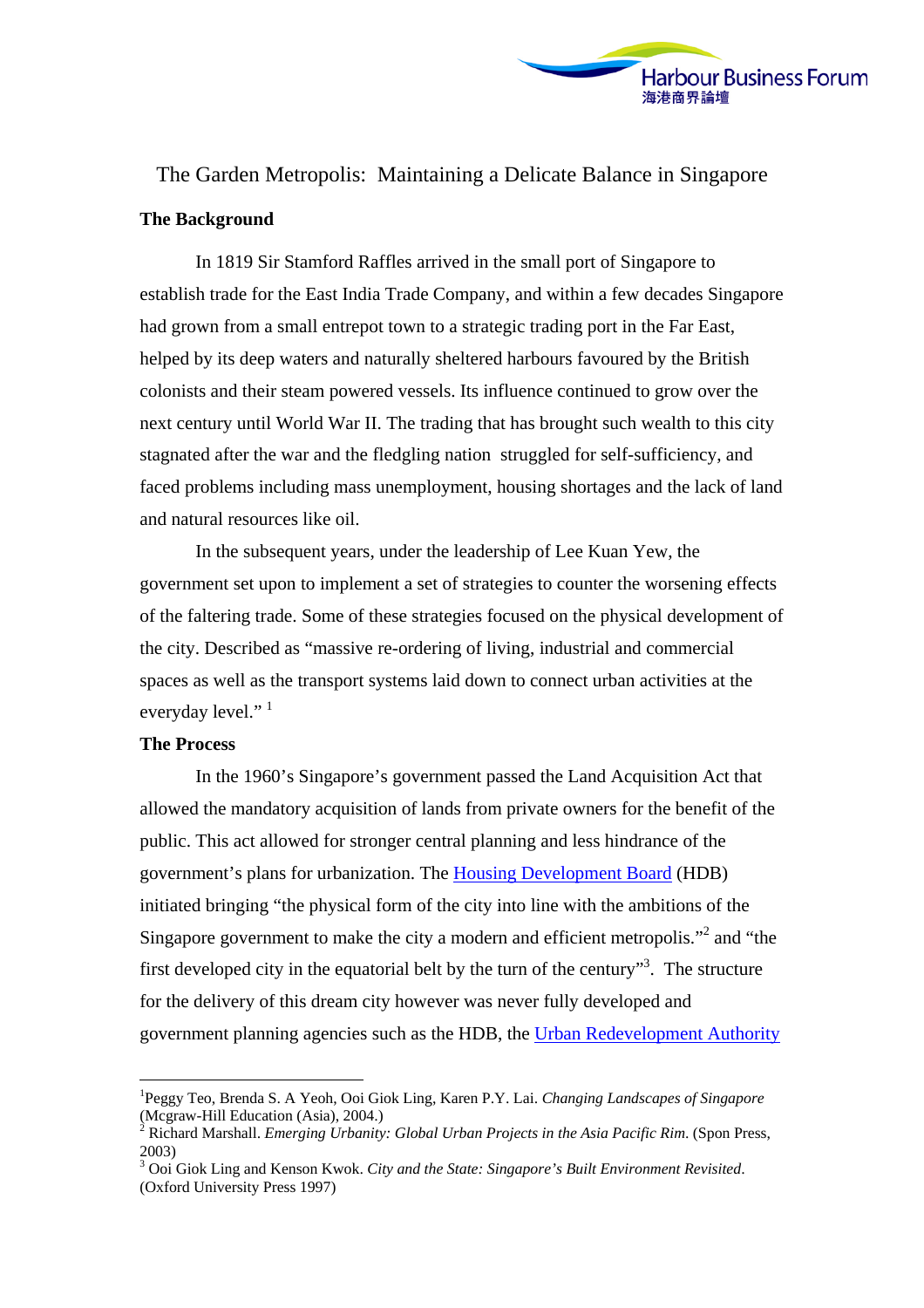# The Garden Metropolis: Maintaining a Delicate Balance in Singapore

## The Background

In 1819 Sir Stamford Raffles arrived in the small port of Singapore to establish trade for the East India Trade Company, and within a few decades Singapore had grown from a small entrepot town to a strategic trading port in the Far East, helped by its deep waters and naturally sheltered harbours favoured by the British colonists and their steam powered vessels. Its influence continued to grow over the next century until World War II. The trading that has brought such wealth to this city stagnated after the war and the fledgling nation struggled for self-sufficiency, and faced problems including mass unemployment, housing shortages and the lack of land and natural resources like oil.

In the subsequent years, under the leadership of Lee Kuan Yew, the government set upon to implement a set of strategies to counter the worsening effects of the faltering trade. Some of these strategies focused on the physical development of the city. Described as "massive re-ordering of living, industrial and commercial spaces as well as the transport systems laid down to connect urban activities at the everyday level." [1]

## The Process

In the 1960's Singapore's government passed the Land Acquisition Act that allowed the mandatory acquisition of lands from private owners for the benefit of the public. This act allowed for stronger central planning and less hindrance of the government's plans for urbanization. The Housing Development Board (HDB) initiated bringing "the physical form of the city into line with the ambitions of the Singapore government to make the city a modern and efficient metropolis."[2] and "the first developed city in the equatorial belt by the turn of the century"[3]. The structure for the delivery of this dream city however was never fully developed and government planning agencies such as the HDB, the Urban Redevelopment Authority

---

[1] Peggy Teo, Brenda S. A Yeoh, Ooi Giok Ling, Karen P.Y. Lai. *Changing Landscapes of Singapore* (Mcgraw-Hill Education (Asia), 2004.)

[2] Richard Marshall. *Emerging Urbanity: Global Urban Projects in the Asia Pacific Rim*. (Spon Press, 2003)

[3] Ooi Giok Ling and Kenson Kwok. *City and the State: Singapore's Built Environment Revisited*. (Oxford University Press 1997)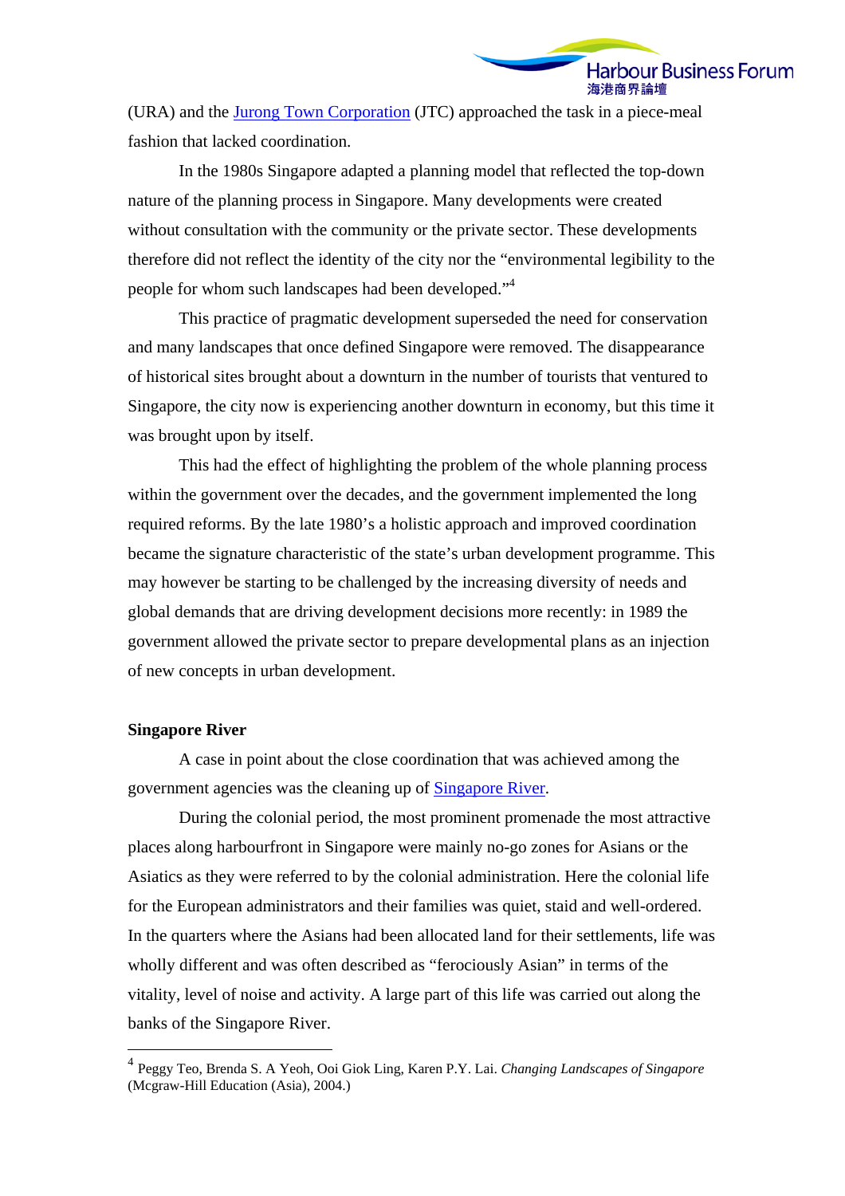(URA) and the Jurong Town Corporation (JTC) approached the task in a piece-meal fashion that lacked coordination.

In the 1980s Singapore adapted a planning model that reflected the top-down nature of the planning process in Singapore. Many developments were created without consultation with the community or the private sector. These developments therefore did not reflect the identity of the city nor the "environmental legibility to the people for whom such landscapes had been developed."[4]

This practice of pragmatic development superseded the need for conservation and many landscapes that once defined Singapore were removed. The disappearance of historical sites brought about a downturn in the number of tourists that ventured to Singapore, the city now is experiencing another downturn in economy, but this time it was brought upon by itself.

This had the effect of highlighting the problem of the whole planning process within the government over the decades, and the government implemented the long required reforms. By the late 1980's a holistic approach and improved coordination became the signature characteristic of the state's urban development programme. This may however be starting to be challenged by the increasing diversity of needs and global demands that are driving development decisions more recently: in 1989 the government allowed the private sector to prepare developmental plans as an injection of new concepts in urban development.

**Singapore River**

A case in point about the close coordination that was achieved among the government agencies was the cleaning up of Singapore River.

During the colonial period, the most prominent promenade the most attractive places along harbourfront in Singapore were mainly no-go zones for Asians or the Asiatics as they were referred to by the colonial administration. Here the colonial life for the European administrators and their families was quiet, staid and well-ordered. In the quarters where the Asians had been allocated land for their settlements, life was wholly different and was often described as "ferociously Asian" in terms of the vitality, level of noise and activity. A large part of this life was carried out along the banks of the Singapore River.

---

[4] Peggy Teo, Brenda S. A Yeoh, Ooi Giok Ling, Karen P.Y. Lai. *Changing Landscapes of Singapore* (Mcgraw-Hill Education (Asia), 2004.)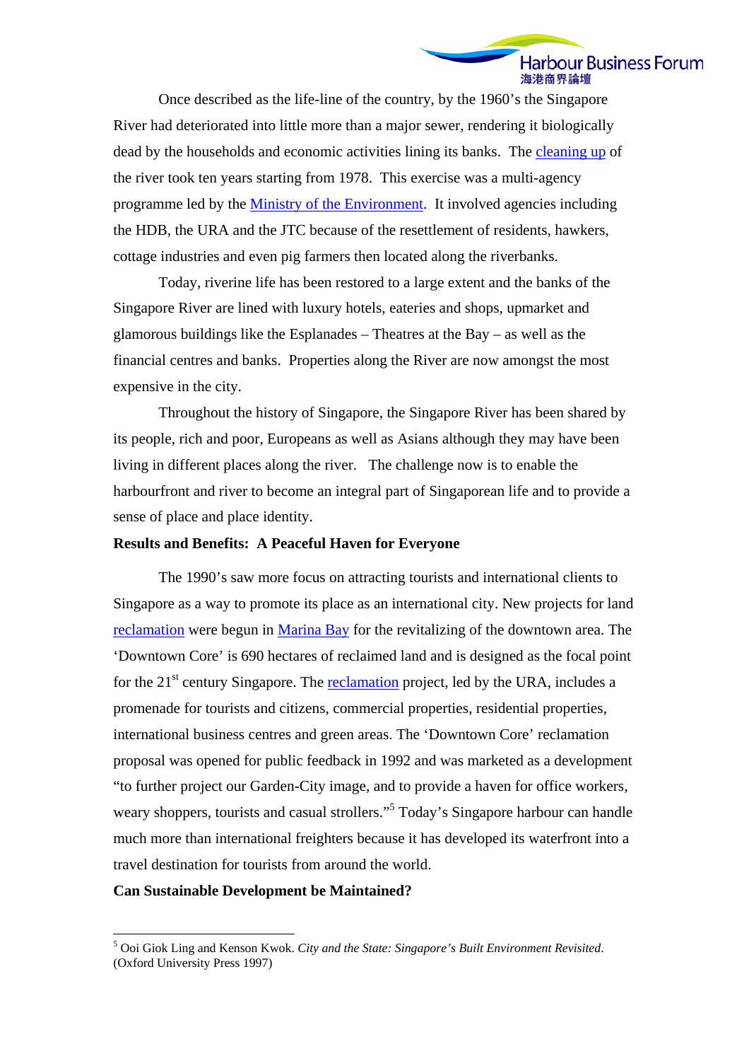Once described as the life-line of the country, by the 1960's the Singapore River had deteriorated into little more than a major sewer, rendering it biologically dead by the households and economic activities lining its banks. The cleaning up of the river took ten years starting from 1978. This exercise was a multi-agency programme led by the Ministry of the Environment. It involved agencies including the HDB, the URA and the JTC because of the resettlement of residents, hawkers, cottage industries and even pig farmers then located along the riverbanks.

Today, riverine life has been restored to a large extent and the banks of the Singapore River are lined with luxury hotels, eateries and shops, upmarket and glamorous buildings like the Esplanades – Theatres at the Bay – as well as the financial centres and banks. Properties along the River are now amongst the most expensive in the city.

Throughout the history of Singapore, the Singapore River has been shared by its people, rich and poor, Europeans as well as Asians although they may have been living in different places along the river. The challenge now is to enable the harbourfront and river to become an integral part of Singaporean life and to provide a sense of place and place identity.

**Results and Benefits: A Peaceful Haven for Everyone**

The 1990's saw more focus on attracting tourists and international clients to Singapore as a way to promote its place as an international city. New projects for land reclamation were begun in Marina Bay for the revitalizing of the downtown area. The 'Downtown Core' is 690 hectares of reclaimed land and is designed as the focal point for the 21st century Singapore. The reclamation project, led by the URA, includes a promenade for tourists and citizens, commercial properties, residential properties, international business centres and green areas. The 'Downtown Core' reclamation proposal was opened for public feedback in 1992 and was marketed as a development "to further project our Garden-City image, and to provide a haven for office workers, weary shoppers, tourists and casual strollers."[5] Today's Singapore harbour can handle much more than international freighters because it has developed its waterfront into a travel destination for tourists from around the world.

**Can Sustainable Development be Maintained?**

---

[5] Ooi Giok Ling and Kenson Kwok. *City and the State: Singapore's Built Environment Revisited*. (Oxford University Press 1997)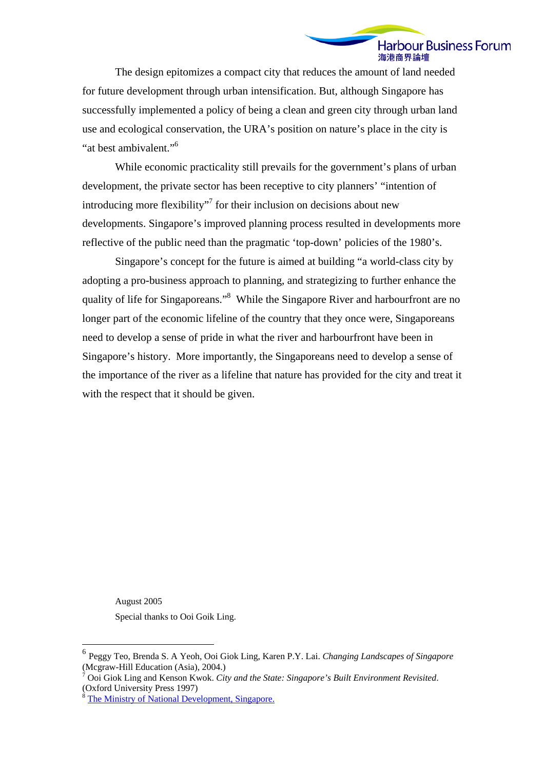The design epitomizes a compact city that reduces the amount of land needed for future development through urban intensification. But, although Singapore has successfully implemented a policy of being a clean and green city through urban land use and ecological conservation, the URA's position on nature's place in the city is "at best ambivalent."[6]

While economic practicality still prevails for the government's plans of urban development, the private sector has been receptive to city planners' "intention of introducing more flexibility"[7] for their inclusion on decisions about new developments. Singapore's improved planning process resulted in developments more reflective of the public need than the pragmatic 'top-down' policies of the 1980's.

Singapore's concept for the future is aimed at building "a world-class city by adopting a pro-business approach to planning, and strategizing to further enhance the quality of life for Singaporeans."[8] While the Singapore River and harbourfront are no longer part of the economic lifeline of the country that they once were, Singaporeans need to develop a sense of pride in what the river and harbourfront have been in Singapore's history. More importantly, the Singaporeans need to develop a sense of the importance of the river as a lifeline that nature has provided for the city and treat it with the respect that it should be given.

August 2005

Special thanks to Ooi Goik Ling.

---

[6] Peggy Teo, Brenda S. A Yeoh, Ooi Giok Ling, Karen P.Y. Lai. *Changing Landscapes of Singapore* (Mcgraw-Hill Education (Asia), 2004.)

[7] Ooi Giok Ling and Kenson Kwok. *City and the State: Singapore's Built Environment Revisited*. (Oxford University Press 1997)

[8] The Ministry of National Development, Singapore.